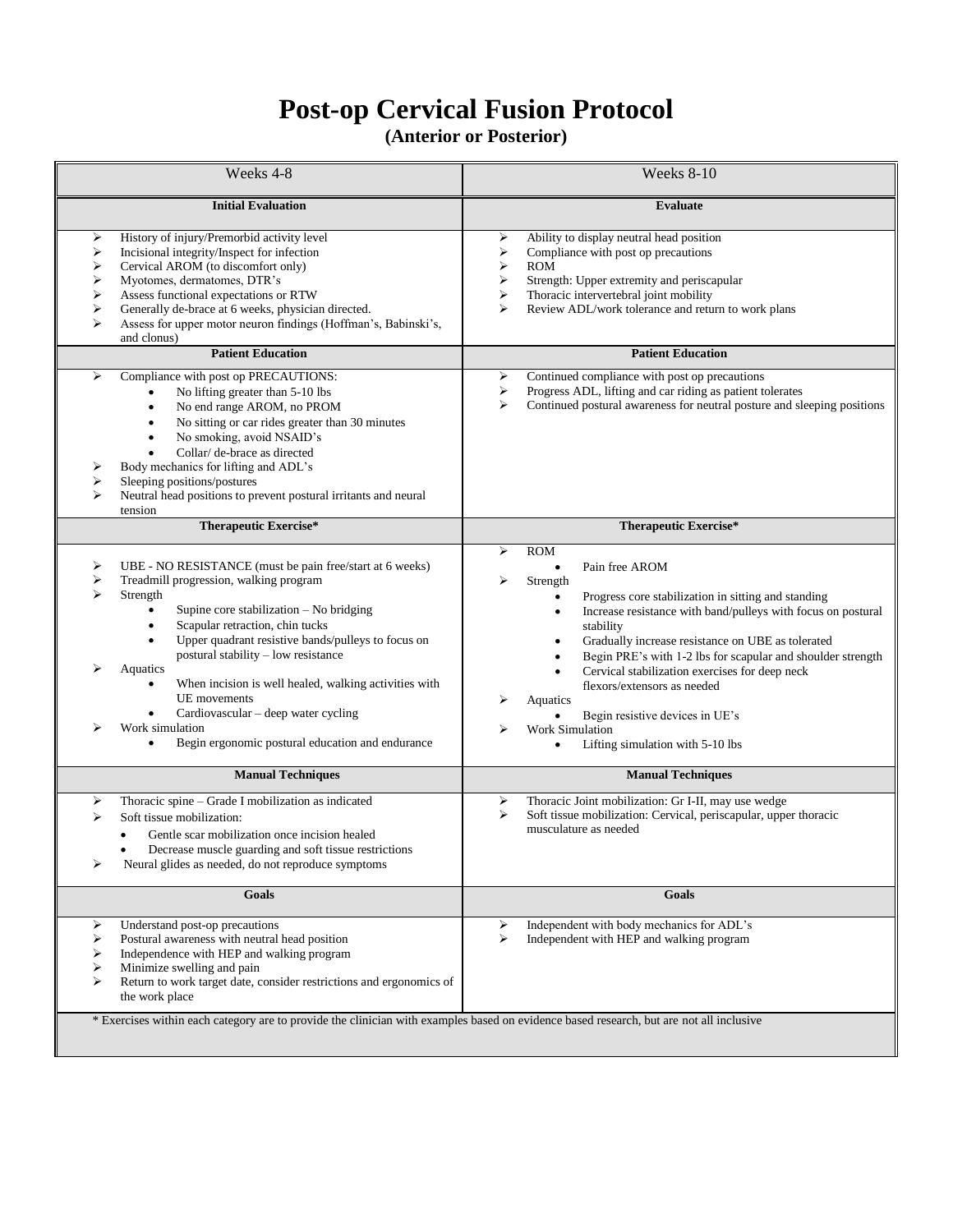# Post-op Cervical Fusion Protocol

**(Anterior or Posterior)**

| Weeks 4-8 | Weeks 8-10 |
|---|---|
| **Initial Evaluation** | **Evaluate** |
| ➢ History of injury/Premorbid activity level<br>➢ Incisional integrity/Inspect for infection<br>➢ Cervical AROM (to discomfort only)<br>➢ Myotomes, dermatomes, DTR's<br>➢ Assess functional expectations or RTW<br>➢ Generally de-brace at 6 weeks, physician directed.<br>➢ Assess for upper motor neuron findings (Hoffman's, Babinski's, and clonus) | ➢ Ability to display neutral head position<br>➢ Compliance with post op precautions<br>➢ ROM<br>➢ Strength: Upper extremity and periscapular<br>➢ Thoracic intervertebral joint mobility<br>➢ Review ADL/work tolerance and return to work plans |
| **Patient Education** | **Patient Education** |
| ➢ Compliance with post op PRECAUTIONS:<br>• No lifting greater than 5-10 lbs<br>• No end range AROM, no PROM<br>• No sitting or car rides greater than 30 minutes<br>• No smoking, avoid NSAID's<br>• Collar/ de-brace as directed<br>➢ Body mechanics for lifting and ADL's<br>➢ Sleeping positions/postures<br>➢ Neutral head positions to prevent postural irritants and neural tension | ➢ Continued compliance with post op precautions<br>➢ Progress ADL, lifting and car riding as patient tolerates<br>➢ Continued postural awareness for neutral posture and sleeping positions |
| **Therapeutic Exercise*** | **Therapeutic Exercise*** |
| ➢ UBE - NO RESISTANCE (must be pain free/start at 6 weeks)<br>➢ Treadmill progression, walking program<br>➢ Strength<br>• Supine core stabilization – No bridging<br>• Scapular retraction, chin tucks<br>• Upper quadrant resistive bands/pulleys to focus on postural stability – low resistance<br>➢ Aquatics<br>• When incision is well healed, walking activities with UE movements<br>• Cardiovascular – deep water cycling<br>➢ Work simulation<br>• Begin ergonomic postural education and endurance | ➢ ROM<br>• Pain free AROM<br>➢ Strength<br>• Progress core stabilization in sitting and standing<br>• Increase resistance with band/pulleys with focus on postural stability<br>• Gradually increase resistance on UBE as tolerated<br>• Begin PRE's with 1-2 lbs for scapular and shoulder strength<br>• Cervical stabilization exercises for deep neck flexors/extensors as needed<br>➢ Aquatics<br>• Begin resistive devices in UE's<br>➢ Work Simulation<br>• Lifting simulation with 5-10 lbs |
| **Manual Techniques** | **Manual Techniques** |
| ➢ Thoracic spine – Grade I mobilization as indicated<br>➢ Soft tissue mobilization:<br>• Gentle scar mobilization once incision healed<br>• Decrease muscle guarding and soft tissue restrictions<br>➢ Neural glides as needed, do not reproduce symptoms | ➢ Thoracic Joint mobilization: Gr I-II, may use wedge<br>➢ Soft tissue mobilization: Cervical, periscapular, upper thoracic musculature as needed |
| **Goals** | **Goals** |
| ➢ Understand post-op precautions<br>➢ Postural awareness with neutral head position<br>➢ Independence with HEP and walking program<br>➢ Minimize swelling and pain<br>➢ Return to work target date, consider restrictions and ergonomics of the work place | ➢ Independent with body mechanics for ADL's<br>➢ Independent with HEP and walking program |

\* Exercises within each category are to provide the clinician with examples based on evidence based research, but are not all inclusive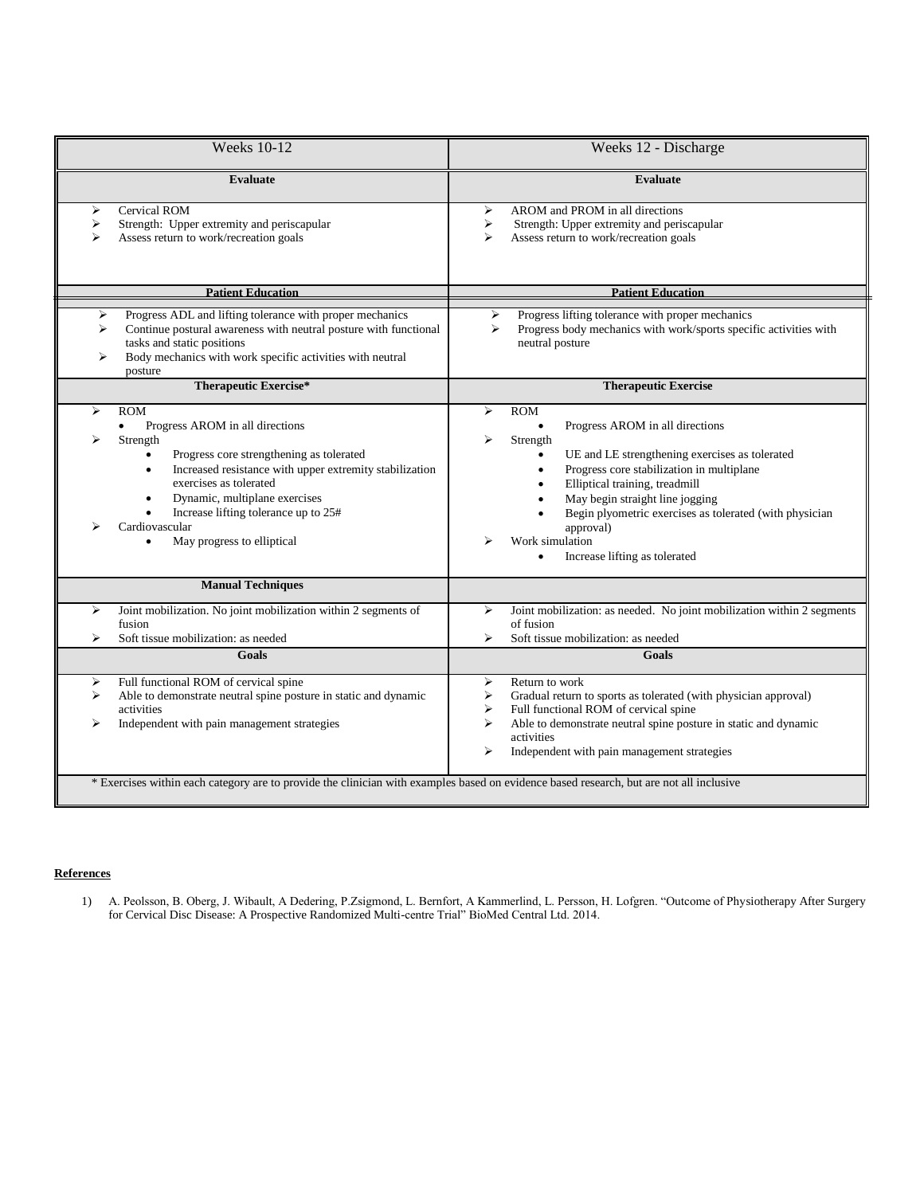| Weeks 10-12 | Weeks 12 - Discharge |
|---|---|
| **Evaluate** | **Evaluate** |
| ➢ Cervical ROM<br>➢ Strength: Upper extremity and periscapular<br>➢ Assess return to work/recreation goals | ➢ AROM and PROM in all directions<br>➢ Strength: Upper extremity and periscapular<br>➢ Assess return to work/recreation goals |
| **Patient Education** | **Patient Education** |
| ➢ Progress ADL and lifting tolerance with proper mechanics<br>➢ Continue postural awareness with neutral posture with functional tasks and static positions<br>➢ Body mechanics with work specific activities with neutral posture | ➢ Progress lifting tolerance with proper mechanics<br>➢ Progress body mechanics with work/sports specific activities with neutral posture |
| **Therapeutic Exercise*** | **Therapeutic Exercise** |
| ➢ ROM<br>• Progress AROM in all directions<br>➢ Strength<br>• Progress core strengthening as tolerated<br>• Increased resistance with upper extremity stabilization exercises as tolerated<br>• Dynamic, multiplane exercises<br>• Increase lifting tolerance up to 25#<br>➢ Cardiovascular<br>• May progress to elliptical | ➢ ROM<br>• Progress AROM in all directions<br>➢ Strength<br>• UE and LE strengthening exercises as tolerated<br>• Progress core stabilization in multiplane<br>• Elliptical training, treadmill<br>• May begin straight line jogging<br>• Begin plyometric exercises as tolerated (with physician approval)<br>➢ Work simulation<br>• Increase lifting as tolerated |
| **Manual Techniques** | |
| ➢ Joint mobilization. No joint mobilization within 2 segments of fusion<br>➢ Soft tissue mobilization: as needed | ➢ Joint mobilization: as needed. No joint mobilization within 2 segments of fusion<br>➢ Soft tissue mobilization: as needed |
| **Goals** | **Goals** |
| ➢ Full functional ROM of cervical spine<br>➢ Able to demonstrate neutral spine posture in static and dynamic activities<br>➢ Independent with pain management strategies | ➢ Return to work<br>➢ Gradual return to sports as tolerated (with physician approval)<br>➢ Full functional ROM of cervical spine<br>➢ Able to demonstrate neutral spine posture in static and dynamic activities<br>➢ Independent with pain management strategies |

* Exercises within each category are to provide the clinician with examples based on evidence based research, but are not all inclusive

**References**

1) A. Peolsson, B. Oberg, J. Wibault, A Dedering, P.Zsigmond, L. Bernfort, A Kammerlind, L. Persson, H. Lofgren. "Outcome of Physiotherapy After Surgery for Cervical Disc Disease: A Prospective Randomized Multi-centre Trial" BioMed Central Ltd. 2014.